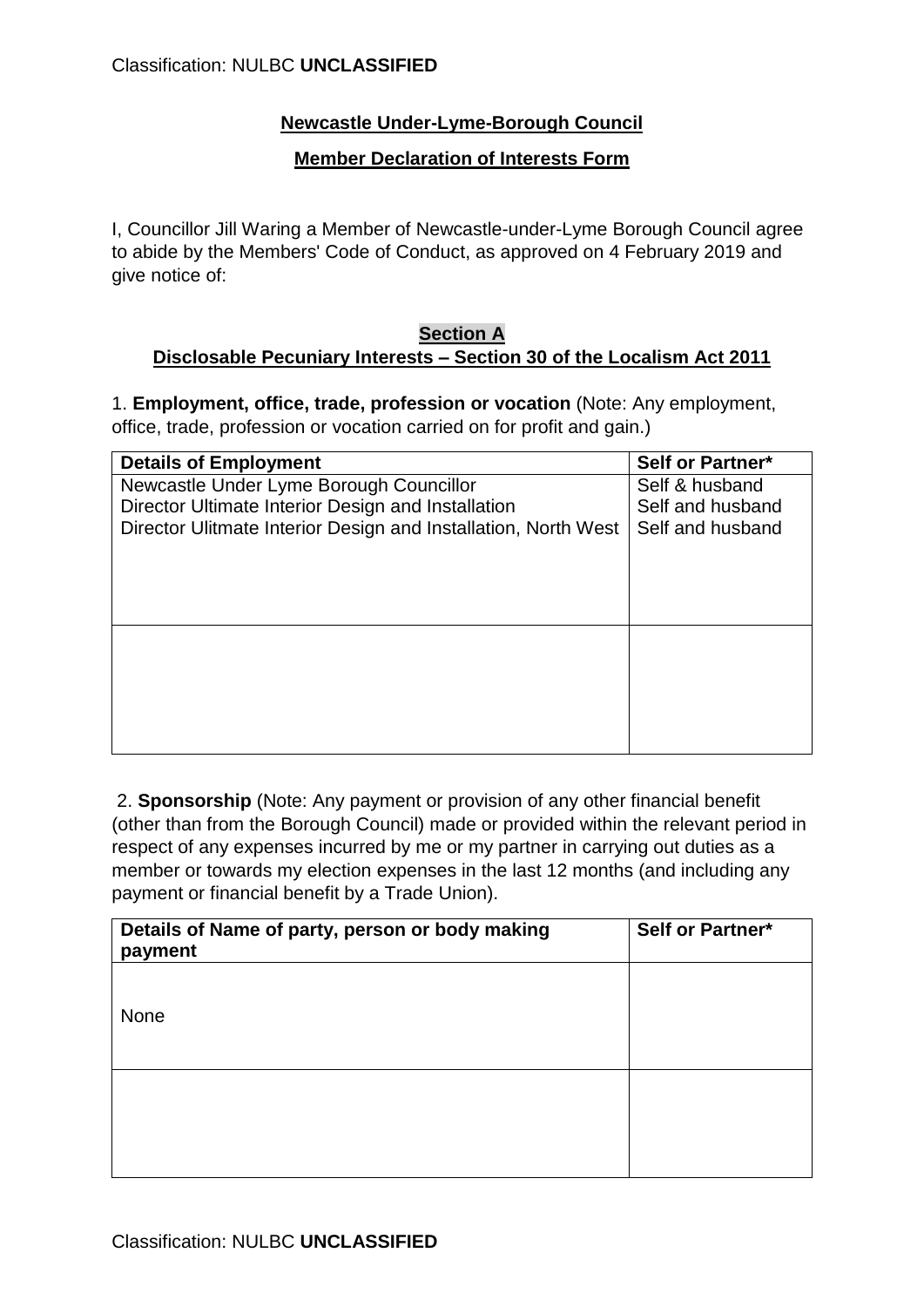**Newcastle Under-Lyme-Borough Council**

**Member Declaration of Interests Form**

I, Councillor Jill Waring a Member of Newcastle-under-Lyme Borough Council agree to abide by the Members' Code of Conduct, as approved on 4 February 2019 and give notice of:

## Section A

## Disclosable Pecuniary Interests – Section 30 of the Localism Act 2011

1. **Employment, office, trade, profession or vocation** (Note: Any employment, office, trade, profession or vocation carried on for profit and gain.)

| Details of Employment | Self or Partner* |
|---|---|
| Newcastle Under Lyme Borough Councillor<br>Director Ultimate Interior Design and Installation<br>Director Ulitmate Interior Design and Installation, North West | Self & husband<br>Self and husband<br>Self and husband |
| | |

2. **Sponsorship** (Note: Any payment or provision of any other financial benefit (other than from the Borough Council) made or provided within the relevant period in respect of any expenses incurred by me or my partner in carrying out duties as a member or towards my election expenses in the last 12 months (and including any payment or financial benefit by a Trade Union).

| Details of Name of party, person or body making payment | Self or Partner* |
|---|---|
| None | |
| | |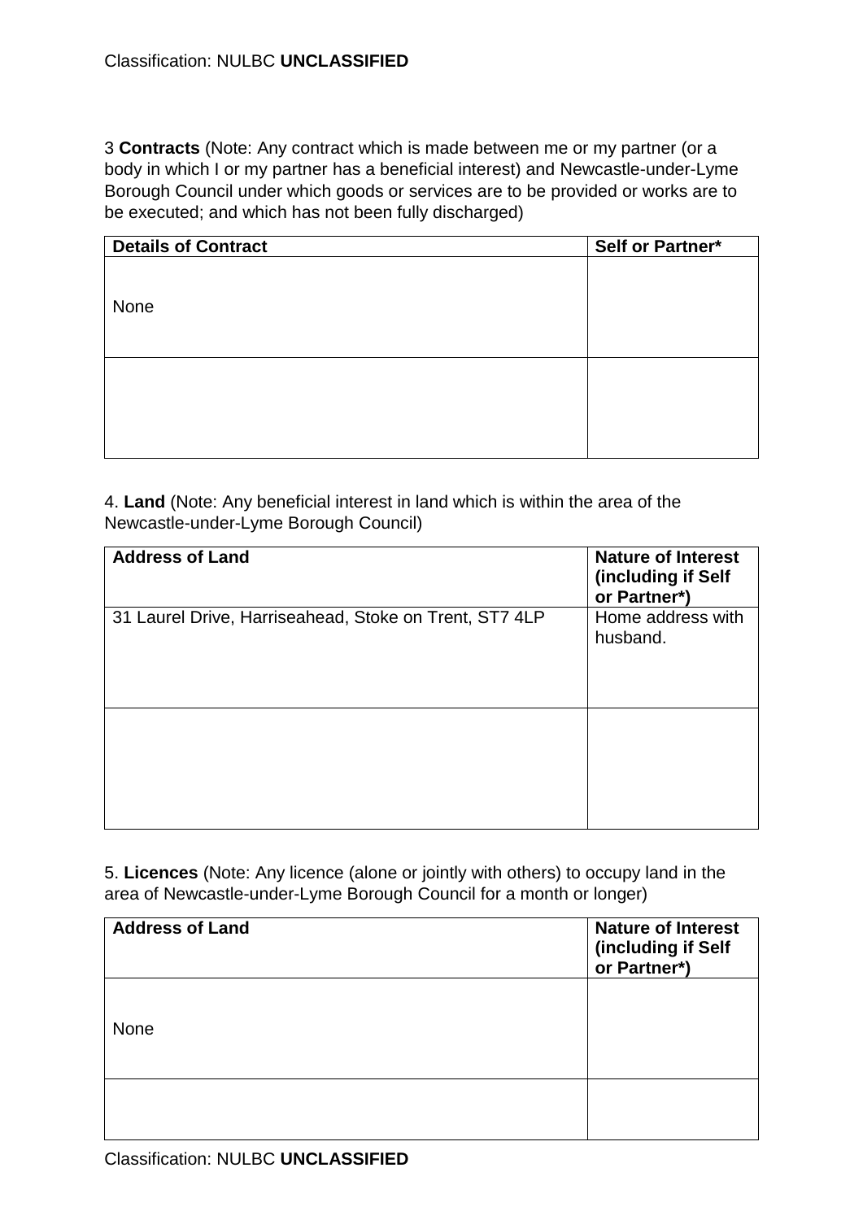3 **Contracts** (Note: Any contract which is made between me or my partner (or a body in which I or my partner has a beneficial interest) and Newcastle-under-Lyme Borough Council under which goods or services are to be provided or works are to be executed; and which has not been fully discharged)

| Details of Contract | Self or Partner* |
|---|---|
| None | |
| | |

4. **Land** (Note: Any beneficial interest in land which is within the area of the Newcastle-under-Lyme Borough Council)

| Address of Land | Nature of Interest (including if Self or Partner*) |
|---|---|
| 31 Laurel Drive, Harriseahead, Stoke on Trent, ST7 4LP | Home address with husband. |
| | |

5. **Licences** (Note: Any licence (alone or jointly with others) to occupy land in the area of Newcastle-under-Lyme Borough Council for a month or longer)

| Address of Land | Nature of Interest (including if Self or Partner*) |
|---|---|
| None | |
| | |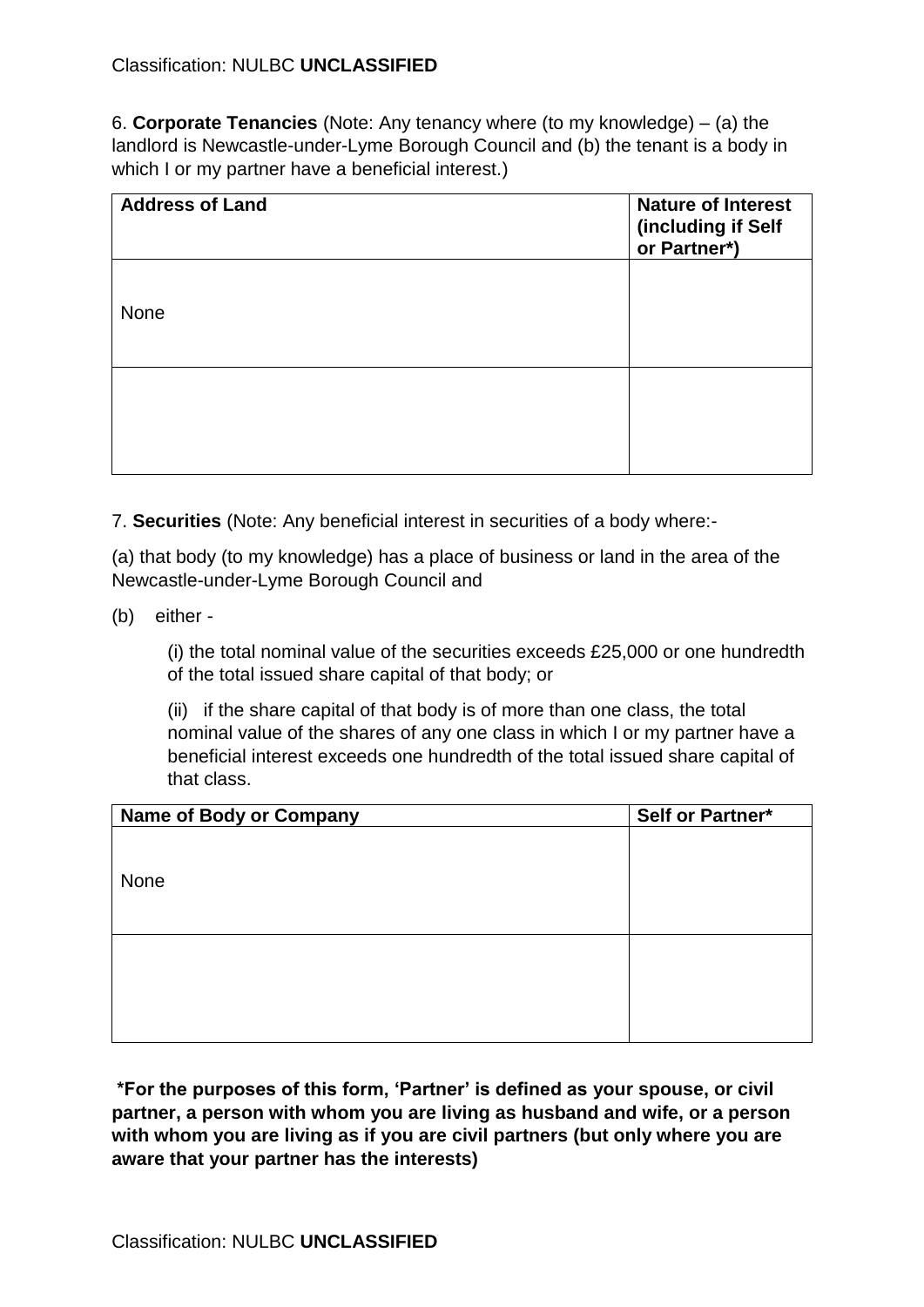6. **Corporate Tenancies** (Note: Any tenancy where (to my knowledge) – (a) the landlord is Newcastle-under-Lyme Borough Council and (b) the tenant is a body in which I or my partner have a beneficial interest.)

| Address of Land | Nature of Interest (including if Self or Partner*) |
|---|---|
| None | |
| | |

7. **Securities** (Note: Any beneficial interest in securities of a body where:-

(a) that body (to my knowledge) has a place of business or land in the area of the Newcastle-under-Lyme Borough Council and

(b) either -

(i) the total nominal value of the securities exceeds £25,000 or one hundredth of the total issued share capital of that body; or

(ii) if the share capital of that body is of more than one class, the total nominal value of the shares of any one class in which I or my partner have a beneficial interest exceeds one hundredth of the total issued share capital of that class.

| Name of Body or Company | Self or Partner* |
|---|---|
| None | |
| | |

**\*For the purposes of this form, 'Partner' is defined as your spouse, or civil partner, a person with whom you are living as husband and wife, or a person with whom you are living as if you are civil partners (but only where you are aware that your partner has the interests)**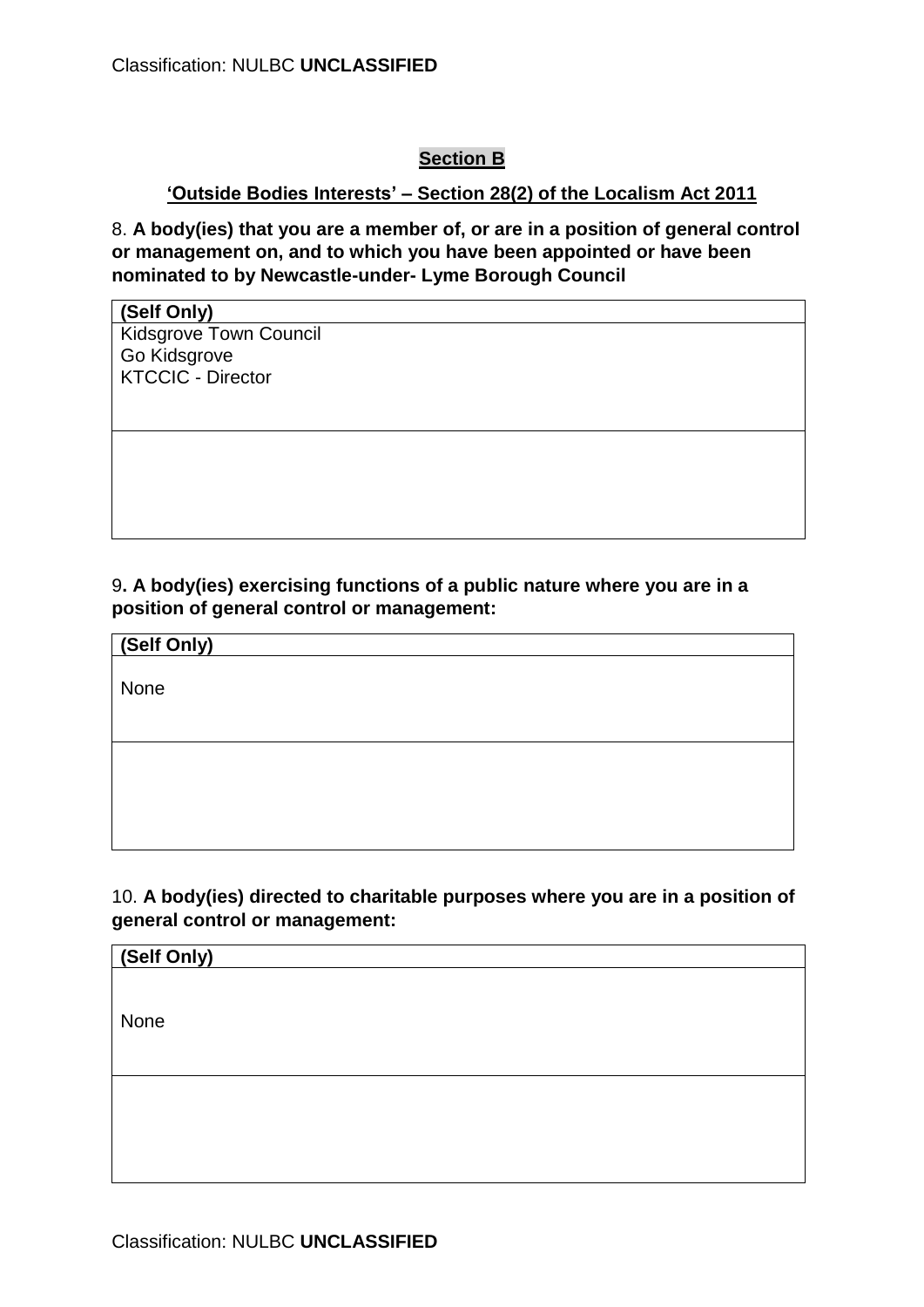## Section B

### 'Outside Bodies Interests' – Section 28(2) of the Localism Act 2011

8. **A body(ies) that you are a member of, or are in a position of general control or management on, and to which you have been appointed or have been nominated to by Newcastle-under- Lyme Borough Council**

| **(Self Only)** |
| --- |
| Kidsgrove Town Council<br>Go Kidsgrove<br>KTCCIC - Director |
| |

9**. A body(ies) exercising functions of a public nature where you are in a position of general control or management:**

| **(Self Only)** |
| --- |
| None |
| |

10. **A body(ies) directed to charitable purposes where you are in a position of general control or management:**

| **(Self Only)** |
| --- |
| None |
| |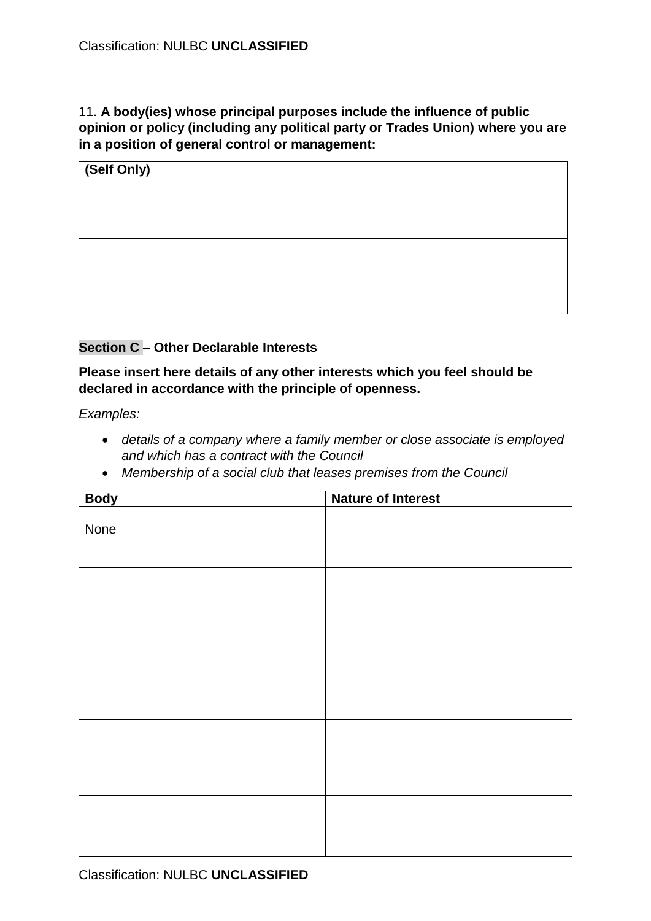11. **A body(ies) whose principal purposes include the influence of public opinion or policy (including any political party or Trades Union) where you are in a position of general control or management:**

| (Self Only) |
|---|
| |
| |

**Section C – Other Declarable Interests**

**Please insert here details of any other interests which you feel should be declared in accordance with the principle of openness.**

*Examples:*

- *details of a company where a family member or close associate is employed and which has a contract with the Council*
- *Membership of a social club that leases premises from the Council*

| Body | Nature of Interest |
|---|---|
| None | |
| | |
| | |
| | |
| | |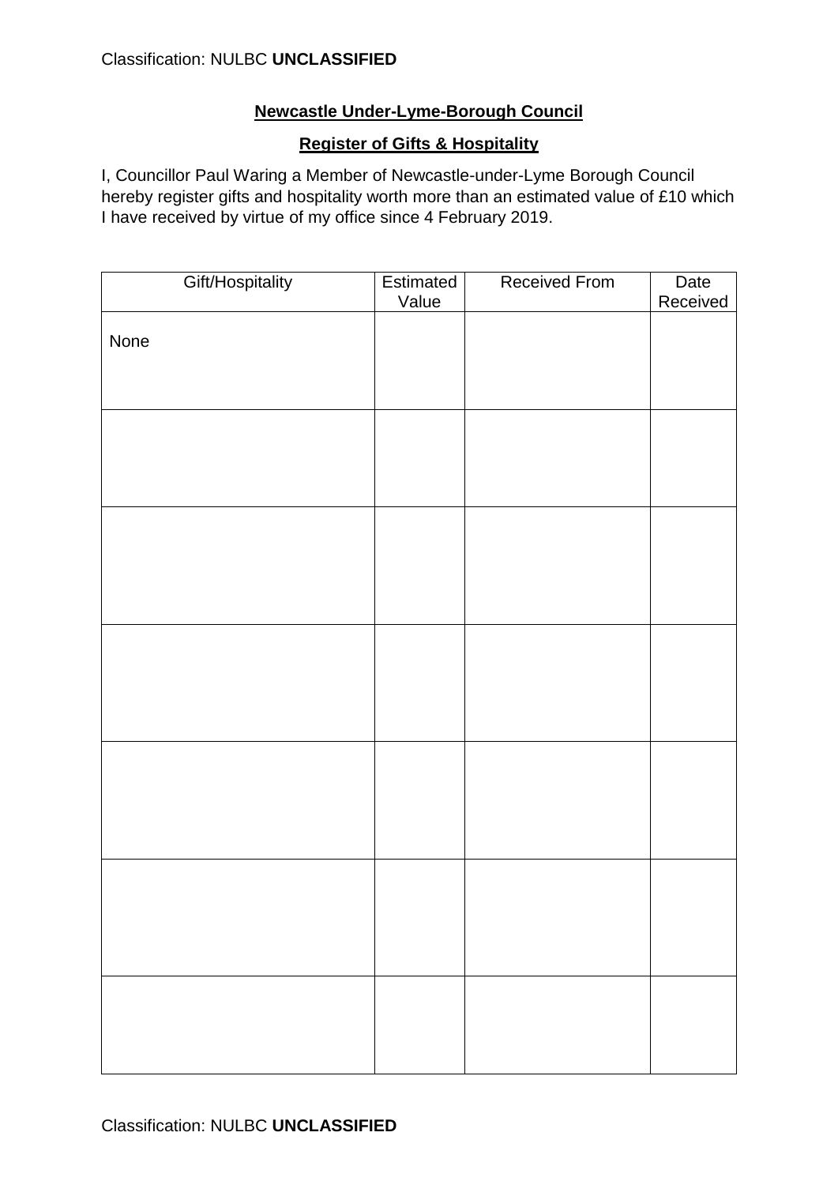**Newcastle Under-Lyme-Borough Council**

**Register of Gifts & Hospitality**

I, Councillor Paul Waring a Member of Newcastle-under-Lyme Borough Council hereby register gifts and hospitality worth more than an estimated value of £10 which I have received by virtue of my office since 4 February 2019.

| Gift/Hospitality | Estimated Value | Received From | Date Received |
|---|---|---|---|
| None | | | |
| | | | |
| | | | |
| | | | |
| | | | |
| | | | |
| | | | |